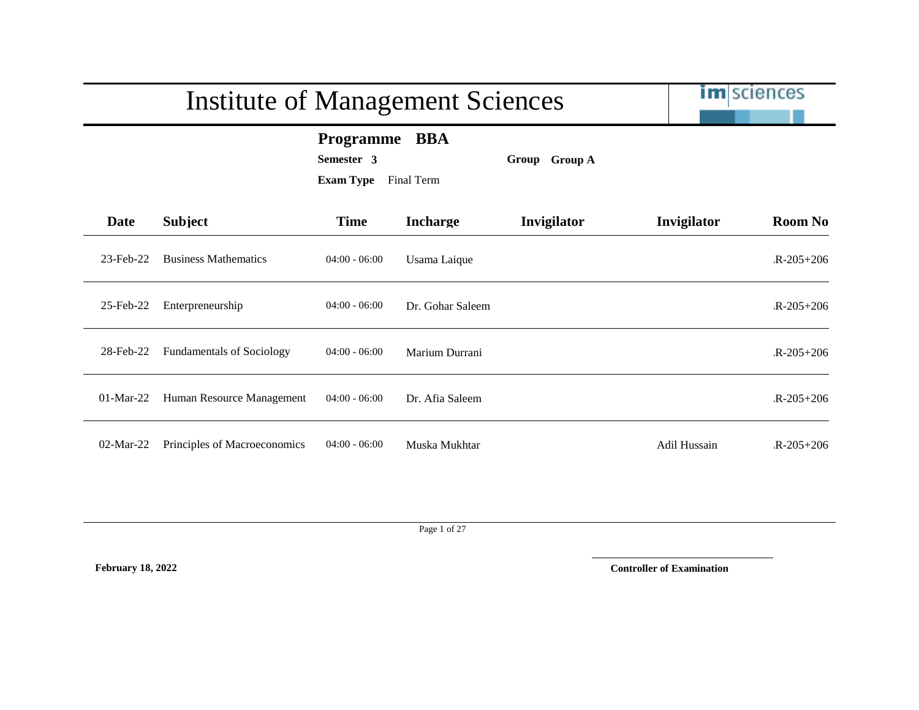# Institute of Management Sciences

im|sciences

**Programme** **BBA**

**Semester** **3** **Group** **Group A**

**Exam Type** Final Term

| Date | Subject | Time | Incharge | Invigilator | Invigilator | Room No |
|---|---|---|---|---|---|---|
| 23-Feb-22 | Business Mathematics | 04:00 - 06:00 | Usama Laique | | | .R-205+206 |
| 25-Feb-22 | Enterpreneurship | 04:00 - 06:00 | Dr. Gohar Saleem | | | .R-205+206 |
| 28-Feb-22 | Fundamentals of Sociology | 04:00 - 06:00 | Marium Durrani | | | .R-205+206 |
| 01-Mar-22 | Human Resource Management | 04:00 - 06:00 | Dr. Afia Saleem | | | .R-205+206 |
| 02-Mar-22 | Principles of Macroeconomics | 04:00 - 06:00 | Muska Mukhtar | | Adil Hussain | .R-205+206 |

**February 18, 2022**

**Controller of Examination**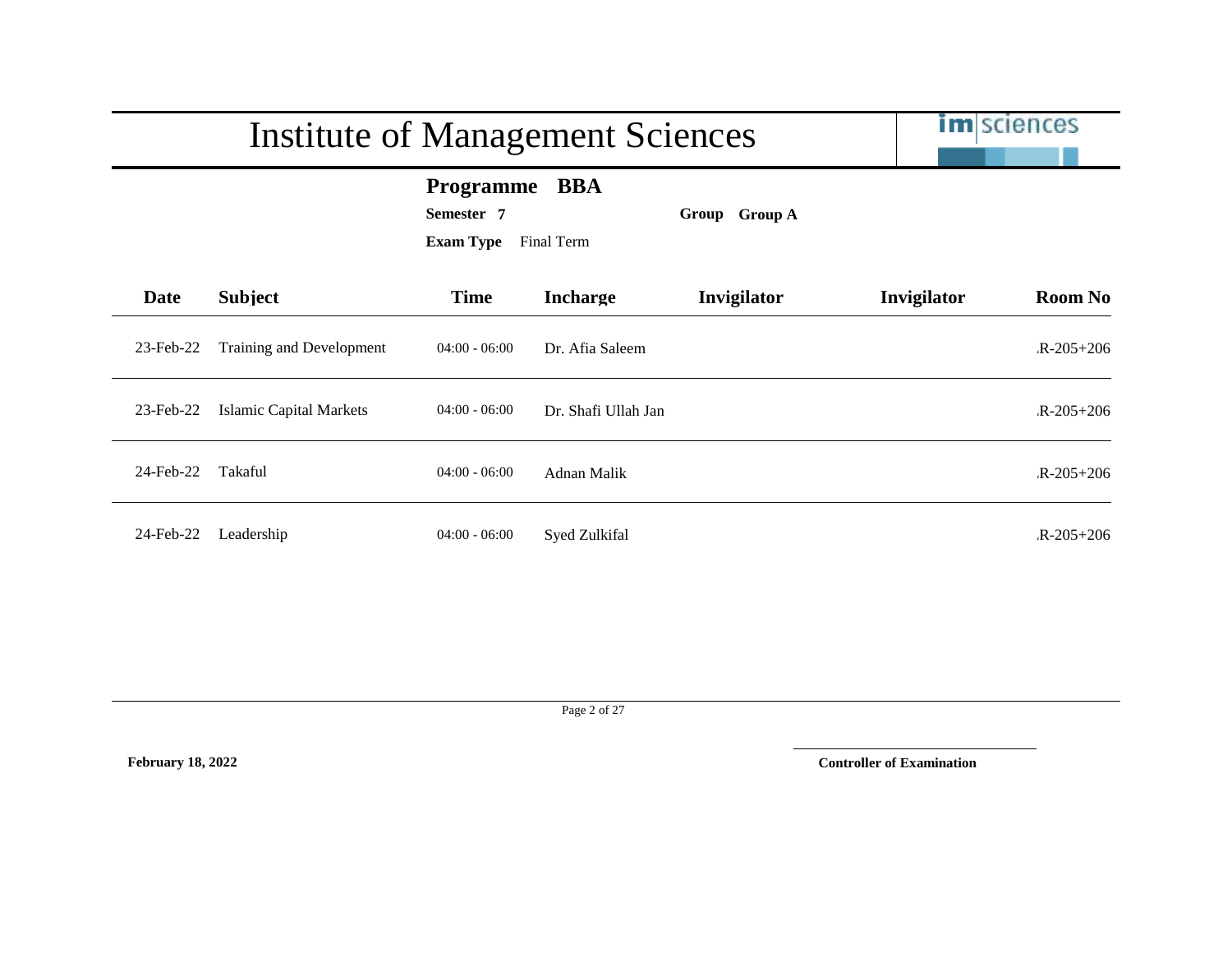# Institute of Management Sciences

**Programme BBA**

**Semester 7** **Group Group A**

**Exam Type** Final Term

| Date | Subject | Time | Incharge | Invigilator | Invigilator | Room No |
|---|---|---|---|---|---|---|
| 23-Feb-22 | Training and Development | 04:00 - 06:00 | Dr. Afia Saleem | | | .R-205+206 |
| 23-Feb-22 | Islamic Capital Markets | 04:00 - 06:00 | Dr. Shafi Ullah Jan | | | .R-205+206 |
| 24-Feb-22 | Takaful | 04:00 - 06:00 | Adnan Malik | | | .R-205+206 |
| 24-Feb-22 | Leadership | 04:00 - 06:00 | Syed Zulkifal | | | .R-205+206 |

**February 18, 2022**

**Controller of Examination**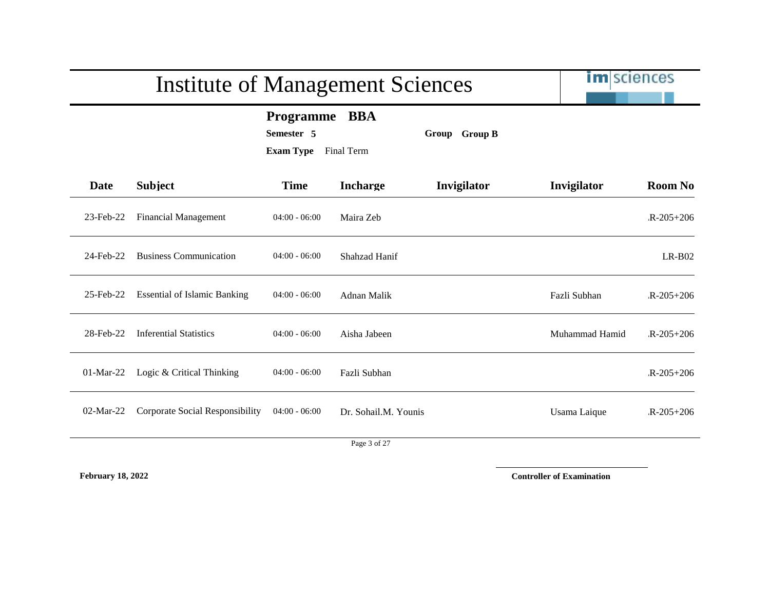# Institute of Management Sciences

**Programme** **BBA**

**Semester** **5** **Group** **Group B**

**Exam Type** Final Term

| Date | Subject | Time | Incharge | Invigilator | Invigilator | Room No |
|---|---|---|---|---|---|---|
| 23-Feb-22 | Financial Management | 04:00 - 06:00 | Maira Zeb | | | .R-205+206 |
| 24-Feb-22 | Business Communication | 04:00 - 06:00 | Shahzad Hanif | | | LR-B02 |
| 25-Feb-22 | Essential of Islamic Banking | 04:00 - 06:00 | Adnan Malik | | Fazli Subhan | .R-205+206 |
| 28-Feb-22 | Inferential Statistics | 04:00 - 06:00 | Aisha Jabeen | | Muhammad Hamid | .R-205+206 |
| 01-Mar-22 | Logic & Critical Thinking | 04:00 - 06:00 | Fazli Subhan | | | .R-205+206 |
| 02-Mar-22 | Corporate Social Responsibility | 04:00 - 06:00 | Dr. Sohail.M. Younis | | Usama Laique | .R-205+206 |

**February 18, 2022**

**Controller of Examination**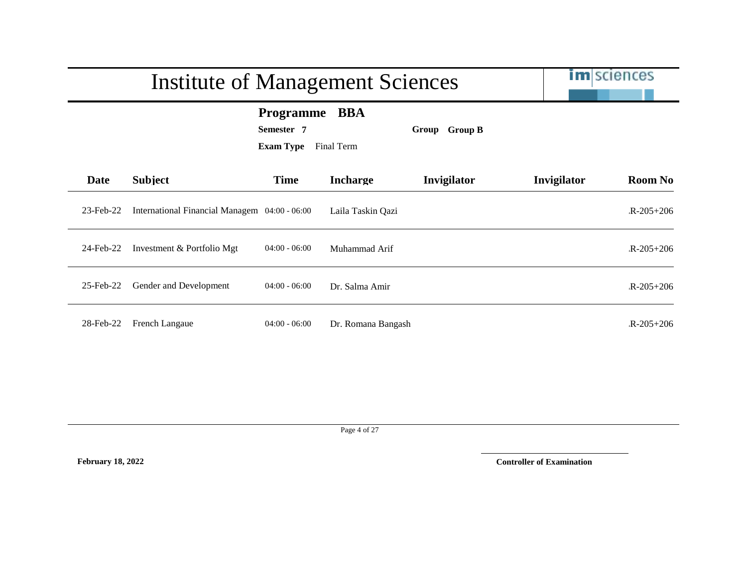# Institute of Management Sciences

**Programme** **BBA**

**Semester** **7** **Group** **Group B**

**Exam Type** Final Term

| Date | Subject | Time | Incharge | Invigilator | Invigilator | Room No |
|---|---|---|---|---|---|---|
| 23-Feb-22 | International Financial Managem | 04:00 - 06:00 | Laila Taskin Qazi | | | .R-205+206 |
| 24-Feb-22 | Investment & Portfolio Mgt | 04:00 - 06:00 | Muhammad Arif | | | .R-205+206 |
| 25-Feb-22 | Gender and Development | 04:00 - 06:00 | Dr. Salma Amir | | | .R-205+206 |
| 28-Feb-22 | French Langaue | 04:00 - 06:00 | Dr. Romana Bangash | | | .R-205+206 |

**February 18, 2022**

**Controller of Examination**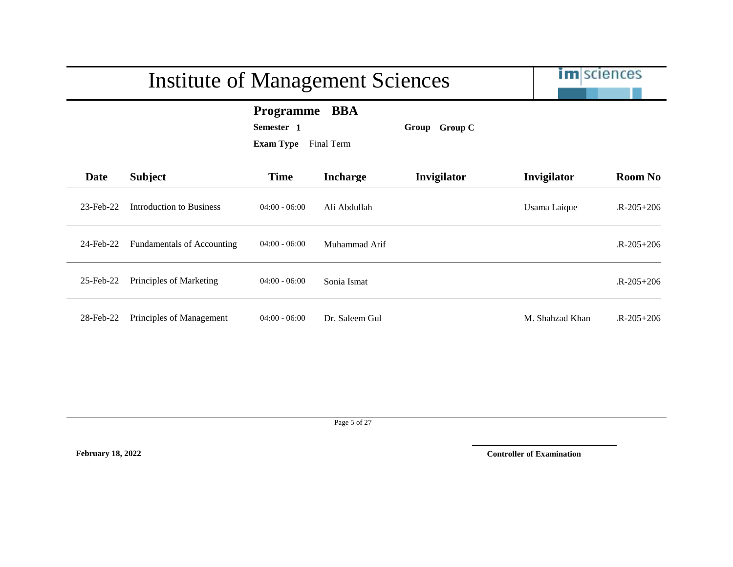# Institute of Management Sciences

**Programme BBA**

**Semester 1** **Group Group C**

**Exam Type** Final Term

| Date | Subject | Time | Incharge | Invigilator | Invigilator | Room No |
|---|---|---|---|---|---|---|
| 23-Feb-22 | Introduction to Business | 04:00 - 06:00 | Ali Abdullah | | Usama Laique | .R-205+206 |
| 24-Feb-22 | Fundamentals of Accounting | 04:00 - 06:00 | Muhammad Arif | | | .R-205+206 |
| 25-Feb-22 | Principles of Marketing | 04:00 - 06:00 | Sonia Ismat | | | .R-205+206 |
| 28-Feb-22 | Principles of Management | 04:00 - 06:00 | Dr. Saleem Gul | | M. Shahzad Khan | .R-205+206 |

**February 18, 2022**

**Controller of Examination**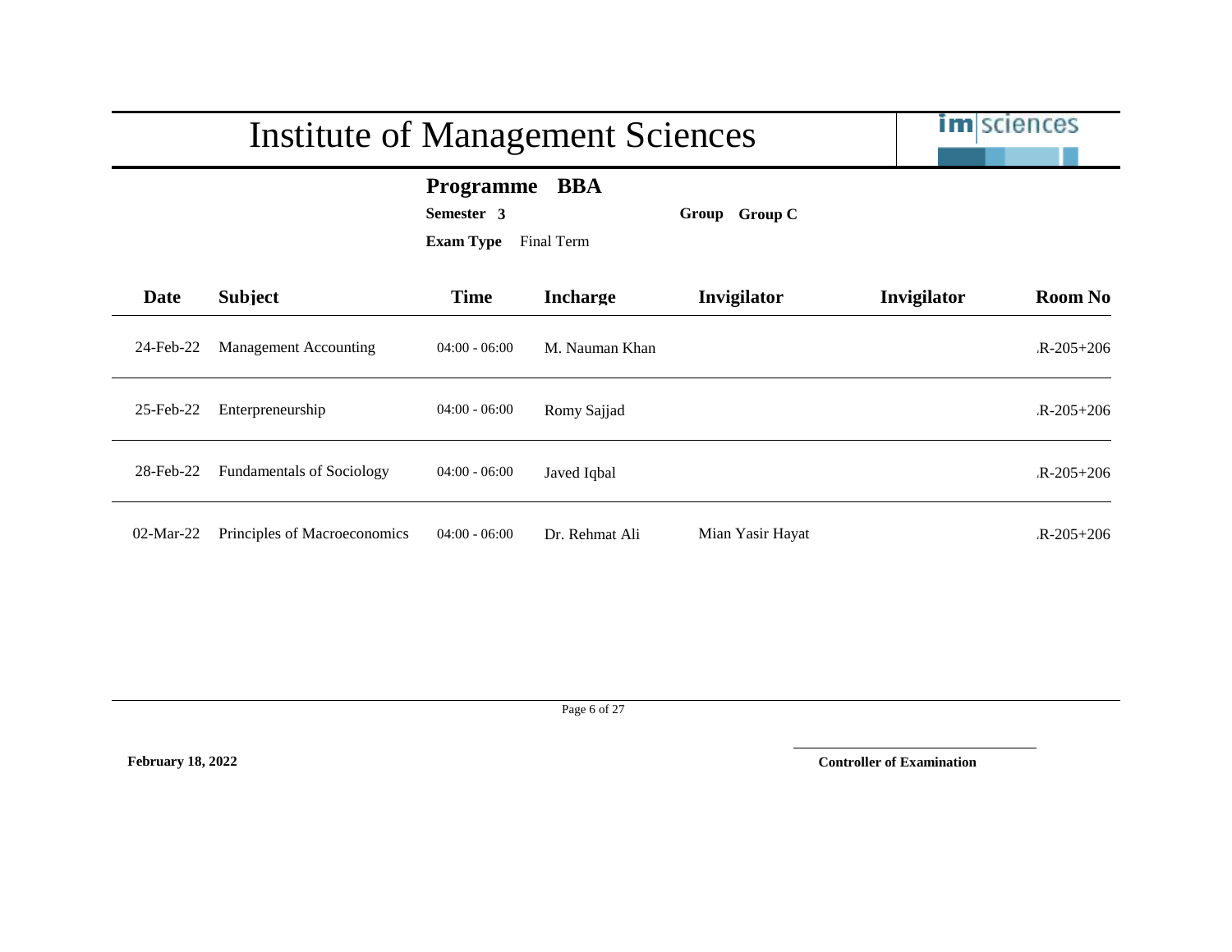# Institute of Management Sciences

**Programme BBA**

**Semester 3** **Group Group C**

**Exam Type** Final Term

| Date | Subject | Time | Incharge | Invigilator | Invigilator | Room No |
|---|---|---|---|---|---|---|
| 24-Feb-22 | Management Accounting | 04:00 - 06:00 | M. Nauman Khan | | | .R-205+206 |
| 25-Feb-22 | Enterpreneurship | 04:00 - 06:00 | Romy Sajjad | | | .R-205+206 |
| 28-Feb-22 | Fundamentals of Sociology | 04:00 - 06:00 | Javed Iqbal | | | .R-205+206 |
| 02-Mar-22 | Principles of Macroeconomics | 04:00 - 06:00 | Dr. Rehmat Ali | Mian Yasir Hayat | | .R-205+206 |

**February 18, 2022**

**Controller of Examination**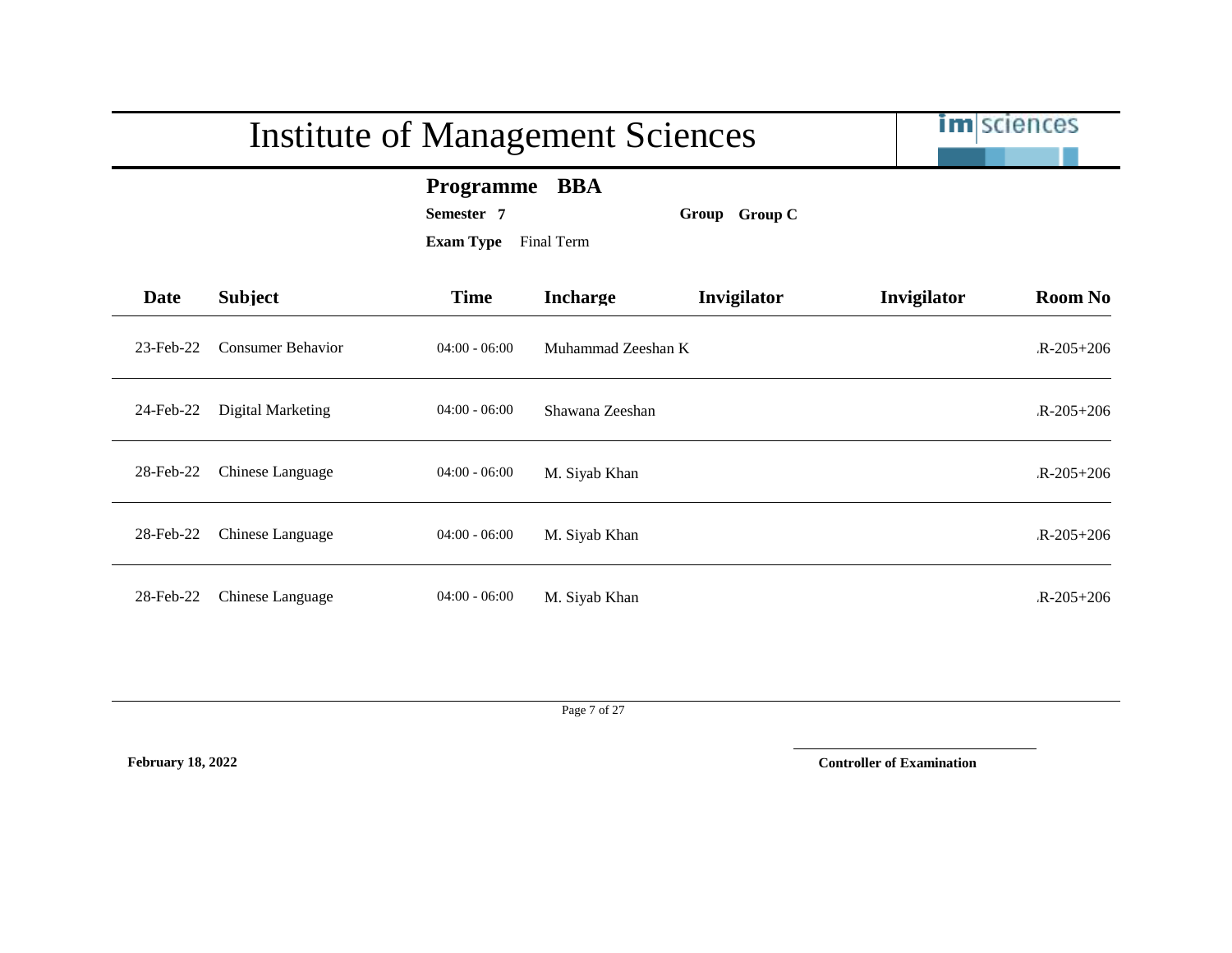# Institute of Management Sciences

**Programme BBA**

**Semester 7** **Group Group C**

**Exam Type** Final Term

| Date | Subject | Time | Incharge | Invigilator | Invigilator | Room No |
|---|---|---|---|---|---|---|
| 23-Feb-22 | Consumer Behavior | 04:00 - 06:00 | Muhammad Zeeshan K | | | .R-205+206 |
| 24-Feb-22 | Digital Marketing | 04:00 - 06:00 | Shawana Zeeshan | | | .R-205+206 |
| 28-Feb-22 | Chinese Language | 04:00 - 06:00 | M. Siyab Khan | | | .R-205+206 |
| 28-Feb-22 | Chinese Language | 04:00 - 06:00 | M. Siyab Khan | | | .R-205+206 |
| 28-Feb-22 | Chinese Language | 04:00 - 06:00 | M. Siyab Khan | | | .R-205+206 |

**February 18, 2022**

**Controller of Examination**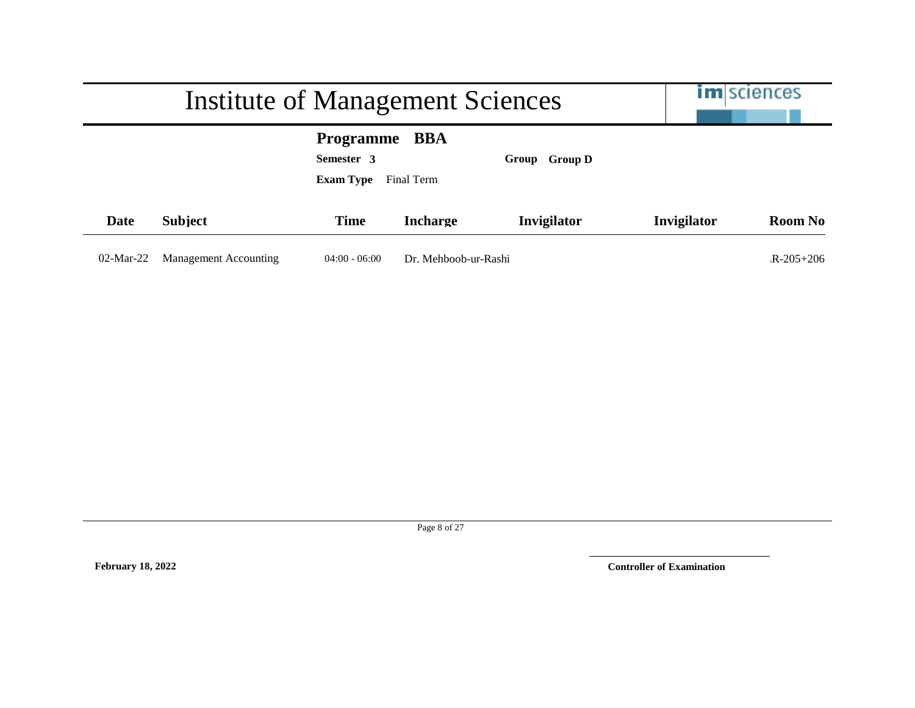# Institute of Management Sciences

im|sciences

**Programme BBA**

**Semester 3** **Group Group D**

**Exam Type** Final Term

| Date | Subject | Time | Incharge | Invigilator | Invigilator | Room No |
|---|---|---|---|---|---|---|
| 02-Mar-22 | Management Accounting | 04:00 - 06:00 | Dr. Mehboob-ur-Rashi | | | .R-205+206 |

**February 18, 2022**

**Controller of Examination**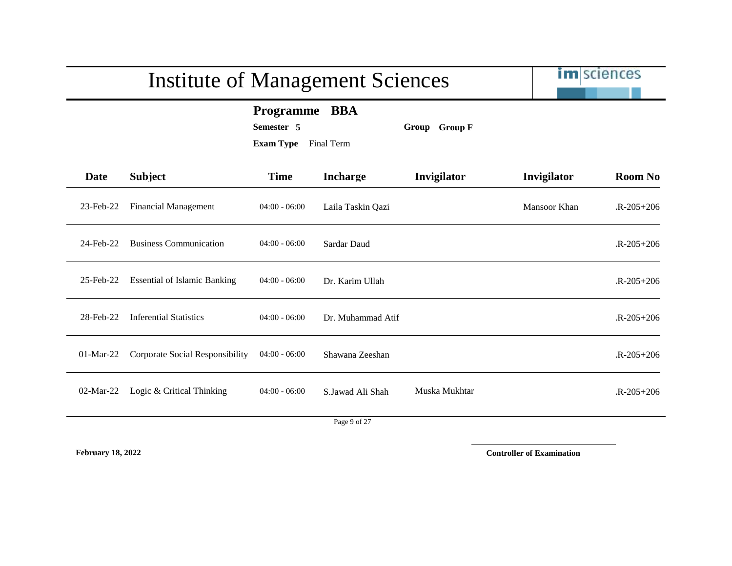# Institute of Management Sciences

**Programme** **BBA**

**Semester** **5** **Group** **Group F**

**Exam Type** Final Term

| Date | Subject | Time | Incharge | Invigilator | Invigilator | Room No |
|---|---|---|---|---|---|---|
| 23-Feb-22 | Financial Management | 04:00 - 06:00 | Laila Taskin Qazi | | Mansoor Khan | .R-205+206 |
| 24-Feb-22 | Business Communication | 04:00 - 06:00 | Sardar Daud | | | .R-205+206 |
| 25-Feb-22 | Essential of Islamic Banking | 04:00 - 06:00 | Dr. Karim Ullah | | | .R-205+206 |
| 28-Feb-22 | Inferential Statistics | 04:00 - 06:00 | Dr. Muhammad Atif | | | .R-205+206 |
| 01-Mar-22 | Corporate Social Responsibility | 04:00 - 06:00 | Shawana Zeeshan | | | .R-205+206 |
| 02-Mar-22 | Logic & Critical Thinking | 04:00 - 06:00 | S.Jawad Ali Shah | Muska Mukhtar | | .R-205+206 |

**February 18, 2022**

**Controller of Examination**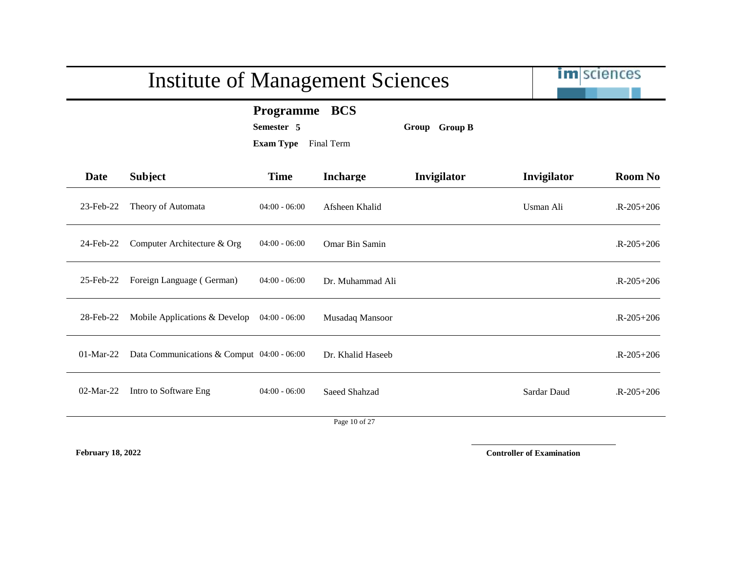# Institute of Management Sciences

**Programme BCS**

**Semester 5** **Group Group B**

**Exam Type** Final Term

| Date | Subject | Time | Incharge | Invigilator | Invigilator | Room No |
|---|---|---|---|---|---|---|
| 23-Feb-22 | Theory of Automata | 04:00 - 06:00 | Afsheen Khalid | | Usman Ali | .R-205+206 |
| 24-Feb-22 | Computer Architecture & Org | 04:00 - 06:00 | Omar Bin Samin | | | .R-205+206 |
| 25-Feb-22 | Foreign Language ( German) | 04:00 - 06:00 | Dr. Muhammad Ali | | | .R-205+206 |
| 28-Feb-22 | Mobile Applications & Develop | 04:00 - 06:00 | Musadaq Mansoor | | | .R-205+206 |
| 01-Mar-22 | Data Communications & Comput | 04:00 - 06:00 | Dr. Khalid Haseeb | | | .R-205+206 |
| 02-Mar-22 | Intro to Software Eng | 04:00 - 06:00 | Saeed Shahzad | | Sardar Daud | .R-205+206 |

**February 18, 2022**

**Controller of Examination**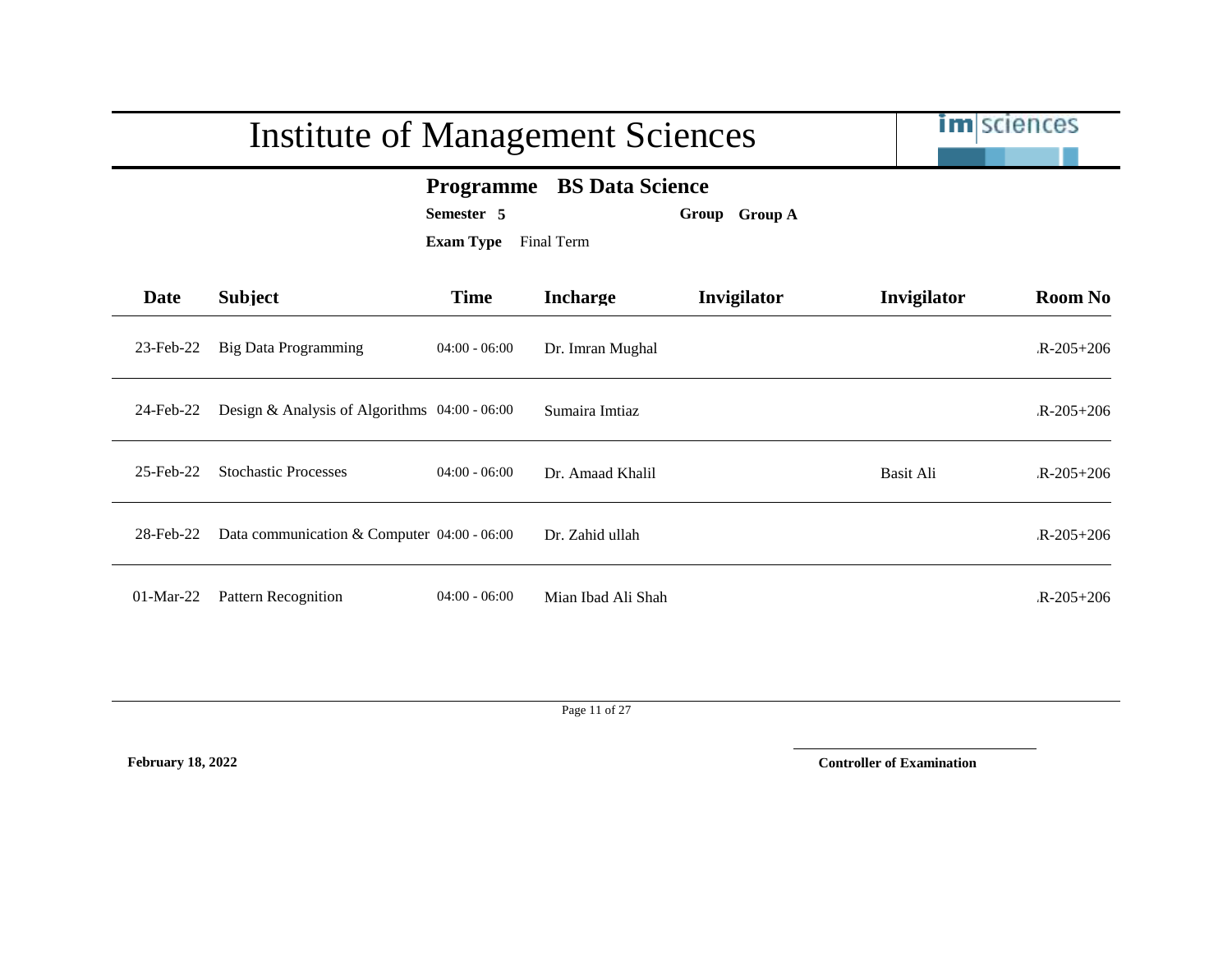# Institute of Management Sciences

**Programme** **BS Data Science**

**Semester** **5** **Group** **Group A**

**Exam Type** Final Term

| Date | Subject | Time | Incharge | Invigilator | Invigilator | Room No |
|---|---|---|---|---|---|---|
| 23-Feb-22 | Big Data Programming | 04:00 - 06:00 | Dr. Imran Mughal | | | .R-205+206 |
| 24-Feb-22 | Design & Analysis of Algorithms | 04:00 - 06:00 | Sumaira Imtiaz | | | .R-205+206 |
| 25-Feb-22 | Stochastic Processes | 04:00 - 06:00 | Dr. Amaad Khalil | | Basit Ali | .R-205+206 |
| 28-Feb-22 | Data communication & Computer | 04:00 - 06:00 | Dr. Zahid ullah | | | .R-205+206 |
| 01-Mar-22 | Pattern Recognition | 04:00 - 06:00 | Mian Ibad Ali Shah | | | .R-205+206 |

**February 18, 2022**

**Controller of Examination**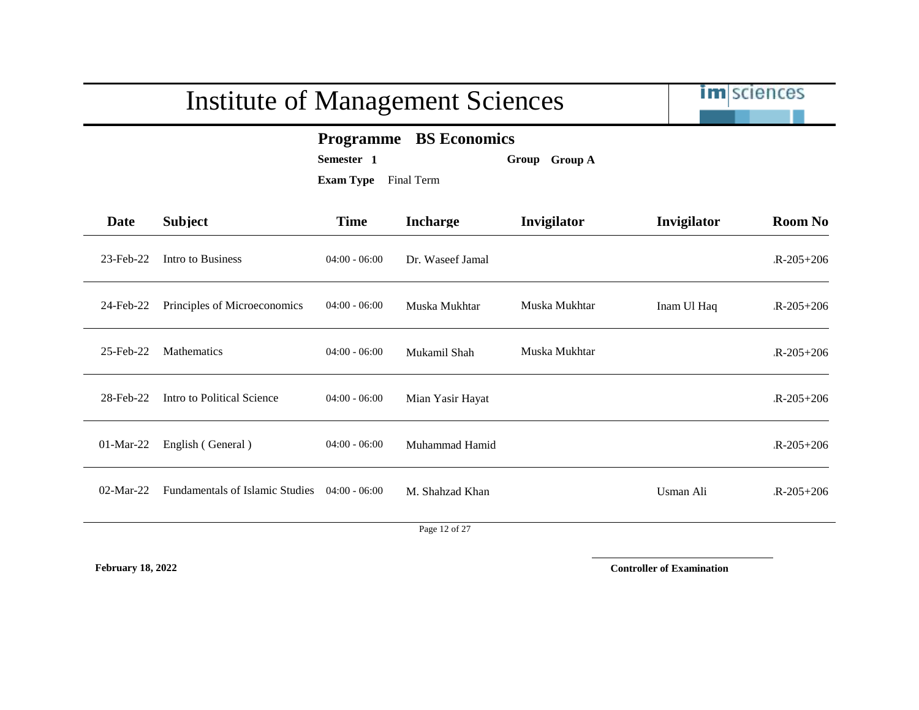# Institute of Management Sciences

**Programme** **BS Economics**

**Semester** **1** **Group** **Group A**

**Exam Type** Final Term

| Date | Subject | Time | Incharge | Invigilator | Invigilator | Room No |
|---|---|---|---|---|---|---|
| 23-Feb-22 | Intro to Business | 04:00 - 06:00 | Dr. Waseef Jamal | | | .R-205+206 |
| 24-Feb-22 | Principles of Microeconomics | 04:00 - 06:00 | Muska Mukhtar | Muska Mukhtar | Inam Ul Haq | .R-205+206 |
| 25-Feb-22 | Mathematics | 04:00 - 06:00 | Mukamil Shah | Muska Mukhtar | | .R-205+206 |
| 28-Feb-22 | Intro to Political Science | 04:00 - 06:00 | Mian Yasir Hayat | | | .R-205+206 |
| 01-Mar-22 | English ( General ) | 04:00 - 06:00 | Muhammad Hamid | | | .R-205+206 |
| 02-Mar-22 | Fundamentals of Islamic Studies | 04:00 - 06:00 | M. Shahzad Khan | | Usman Ali | .R-205+206 |

**February 18, 2022**

**Controller of Examination**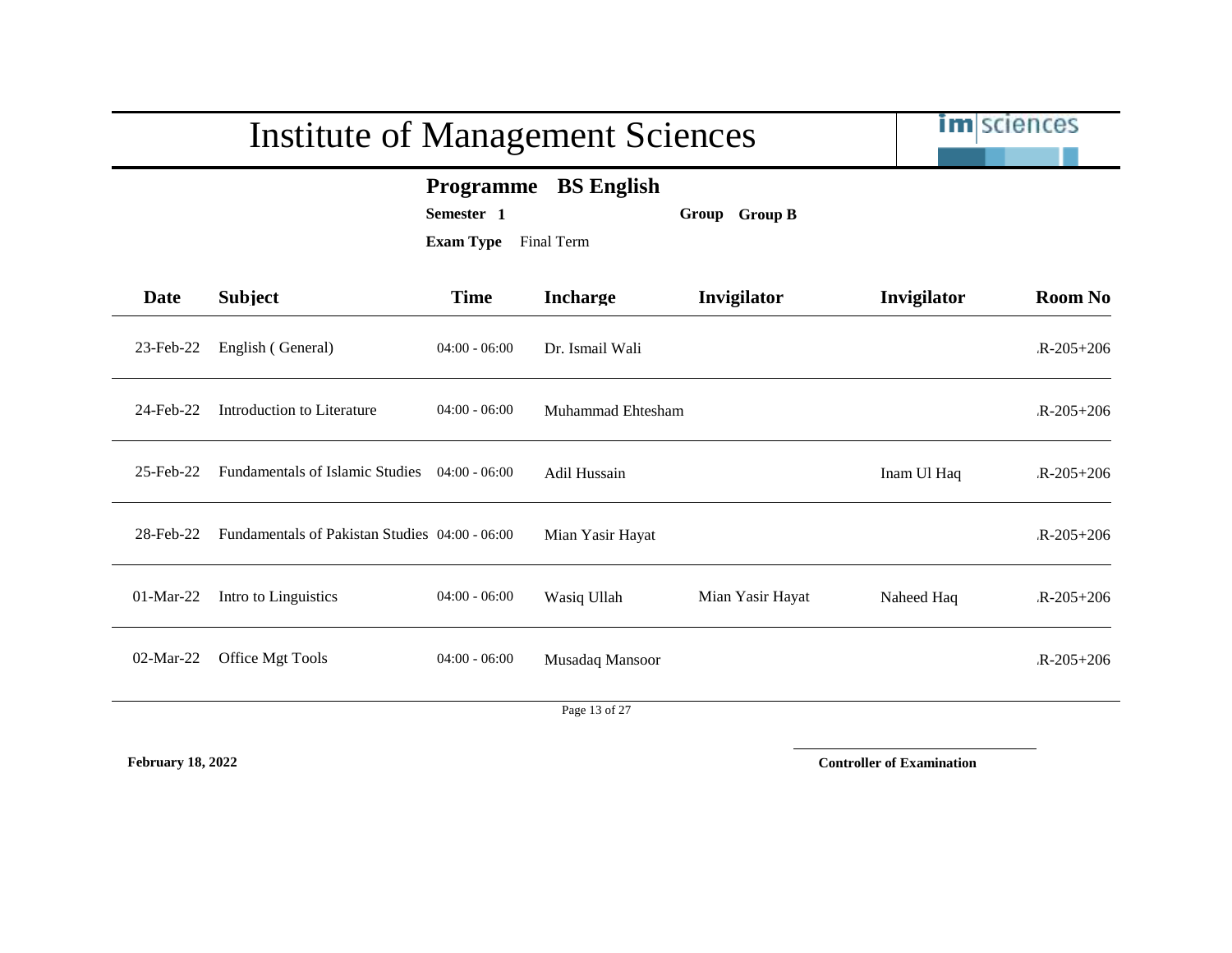# Institute of Management Sciences

imsciences

**Programme** **BS English**

**Semester** **1** **Group** **Group B**

**Exam Type** Final Term

| Date | Subject | Time | Incharge | Invigilator | Invigilator | Room No |
|---|---|---|---|---|---|---|
| 23-Feb-22 | English ( General) | 04:00 - 06:00 | Dr. Ismail Wali | | | .R-205+206 |
| 24-Feb-22 | Introduction to Literature | 04:00 - 06:00 | Muhammad Ehtesham | | | .R-205+206 |
| 25-Feb-22 | Fundamentals of Islamic Studies | 04:00 - 06:00 | Adil Hussain | | Inam Ul Haq | .R-205+206 |
| 28-Feb-22 | Fundamentals of Pakistan Studies | 04:00 - 06:00 | Mian Yasir Hayat | | | .R-205+206 |
| 01-Mar-22 | Intro to Linguistics | 04:00 - 06:00 | Wasiq Ullah | Mian Yasir Hayat | Naheed Haq | .R-205+206 |
| 02-Mar-22 | Office Mgt Tools | 04:00 - 06:00 | Musadaq Mansoor | | | .R-205+206 |

**February 18, 2022**

**Controller of Examination**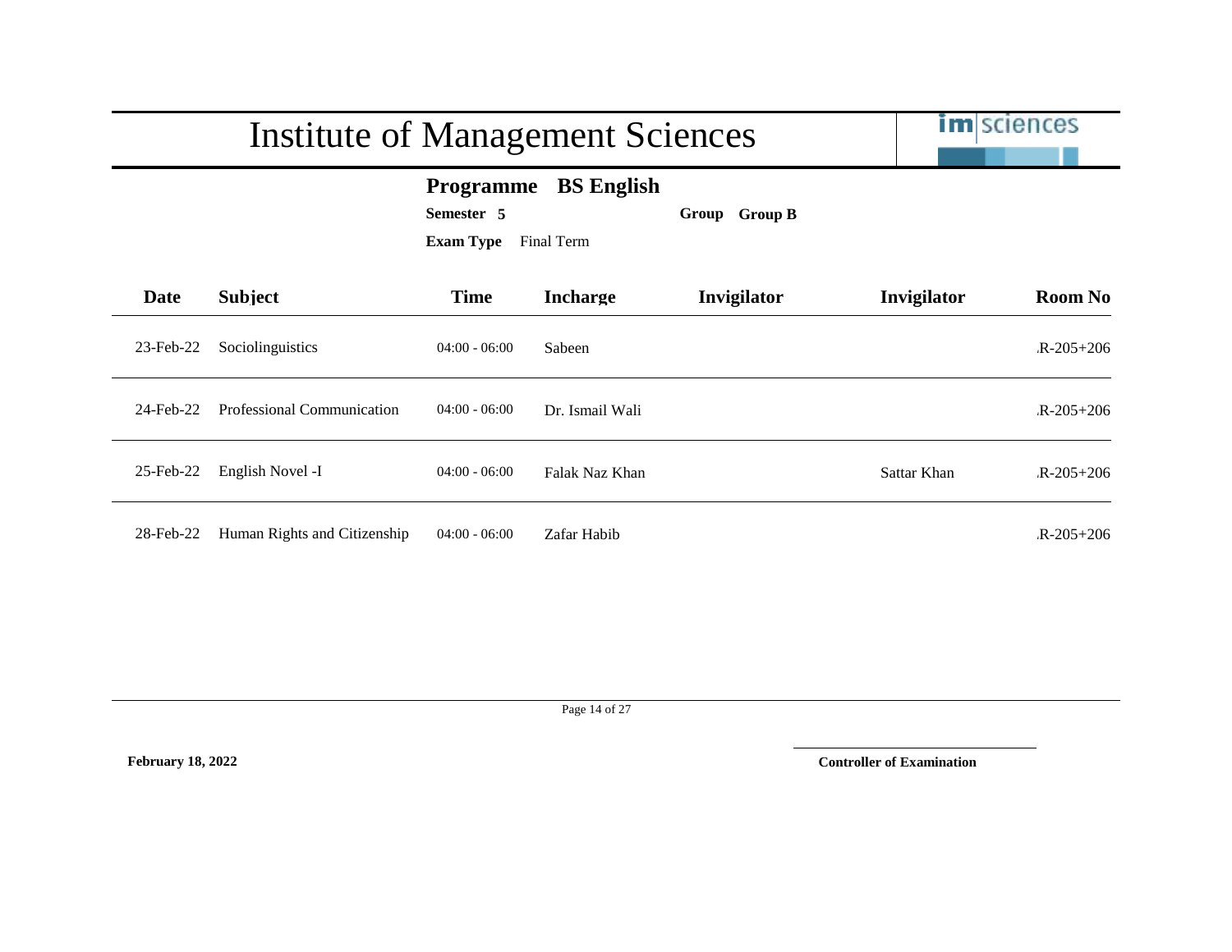# Institute of Management Sciences

**Programme** **BS English**

**Semester** **5** **Group** **Group B**

**Exam Type** Final Term

| Date | Subject | Time | Incharge | Invigilator | Invigilator | Room No |
|---|---|---|---|---|---|---|
| 23-Feb-22 | Sociolinguistics | 04:00 - 06:00 | Sabeen | | | .R-205+206 |
| 24-Feb-22 | Professional Communication | 04:00 - 06:00 | Dr. Ismail Wali | | | .R-205+206 |
| 25-Feb-22 | English Novel -I | 04:00 - 06:00 | Falak Naz Khan | | Sattar Khan | .R-205+206 |
| 28-Feb-22 | Human Rights and Citizenship | 04:00 - 06:00 | Zafar Habib | | | .R-205+206 |

**February 18, 2022**

**Controller of Examination**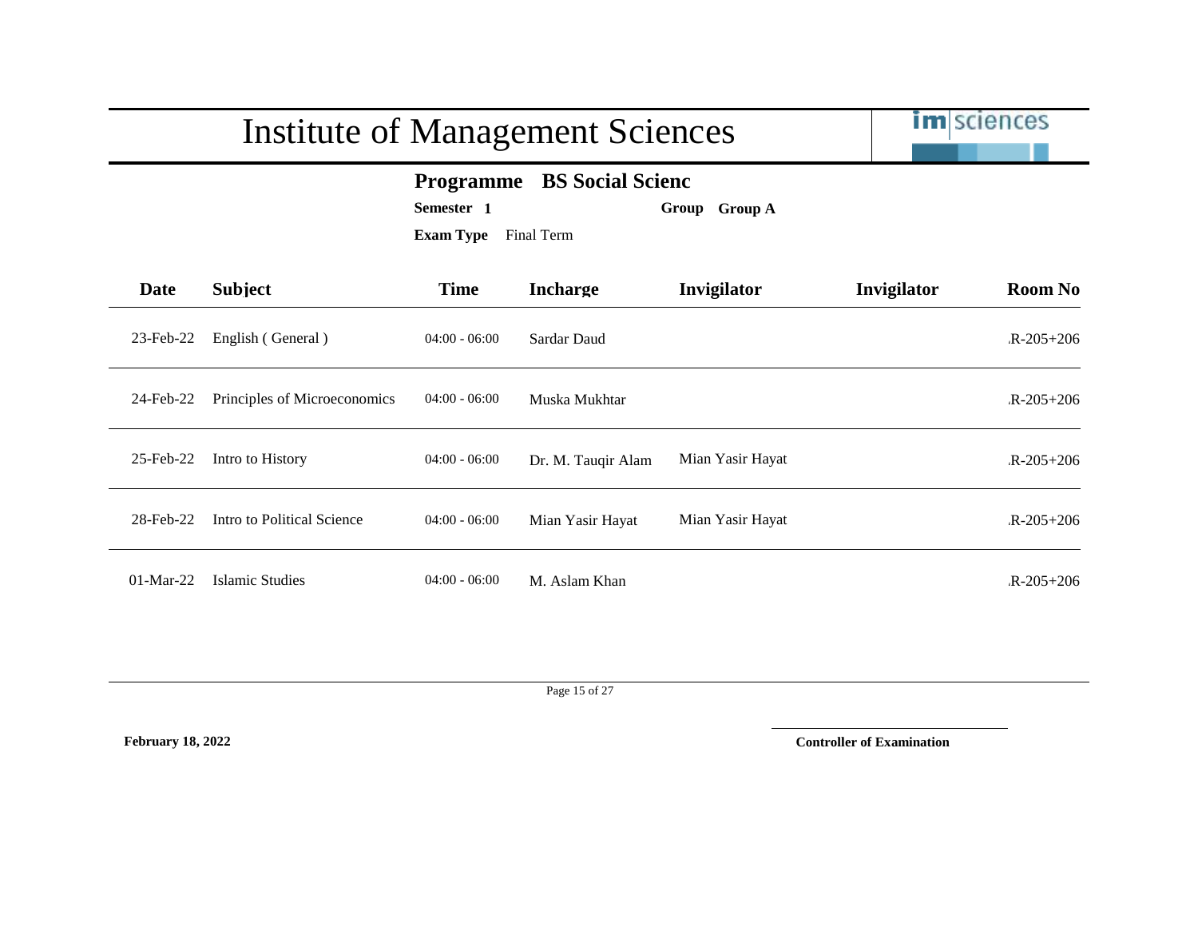# Institute of Management Sciences

**Programme** **BS Social Scienc**

**Semester** **1** **Group** **Group A**

**Exam Type** Final Term

| Date | Subject | Time | Incharge | Invigilator | Invigilator | Room No |
|---|---|---|---|---|---|---|
| 23-Feb-22 | English ( General ) | 04:00 - 06:00 | Sardar Daud | | | .R-205+206 |
| 24-Feb-22 | Principles of Microeconomics | 04:00 - 06:00 | Muska Mukhtar | | | .R-205+206 |
| 25-Feb-22 | Intro to History | 04:00 - 06:00 | Dr. M. Tauqir Alam | Mian Yasir Hayat | | .R-205+206 |
| 28-Feb-22 | Intro to Political Science | 04:00 - 06:00 | Mian Yasir Hayat | Mian Yasir Hayat | | .R-205+206 |
| 01-Mar-22 | Islamic Studies | 04:00 - 06:00 | M. Aslam Khan | | | .R-205+206 |

**February 18, 2022**

**Controller of Examination**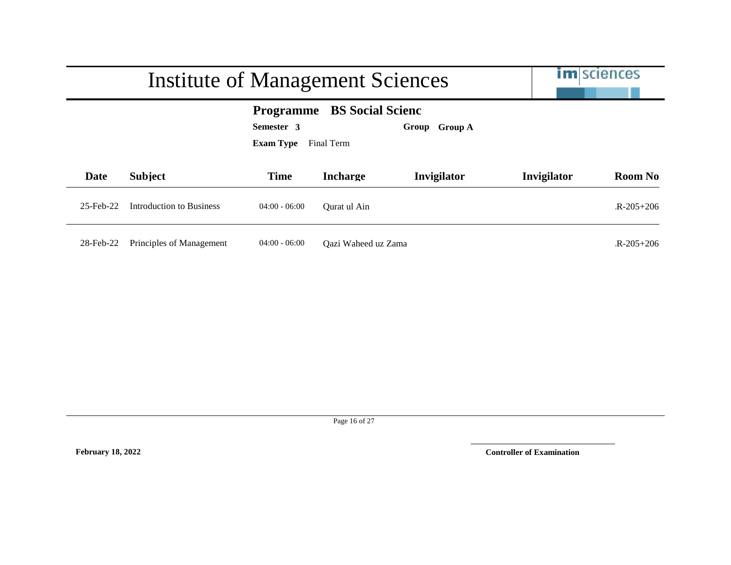# Institute of Management Sciences

**Programme BS Social Scienc**

**Semester 3** **Group Group A**

**Exam Type** Final Term

| Date | Subject | Time | Incharge | Invigilator | Invigilator | Room No |
|---|---|---|---|---|---|---|
| 25-Feb-22 | Introduction to Business | 04:00 - 06:00 | Qurat ul Ain | | | .R-205+206 |
| 28-Feb-22 | Principles of Management | 04:00 - 06:00 | Qazi Waheed uz Zama | | | .R-205+206 |

**February 18, 2022**

**Controller of Examination**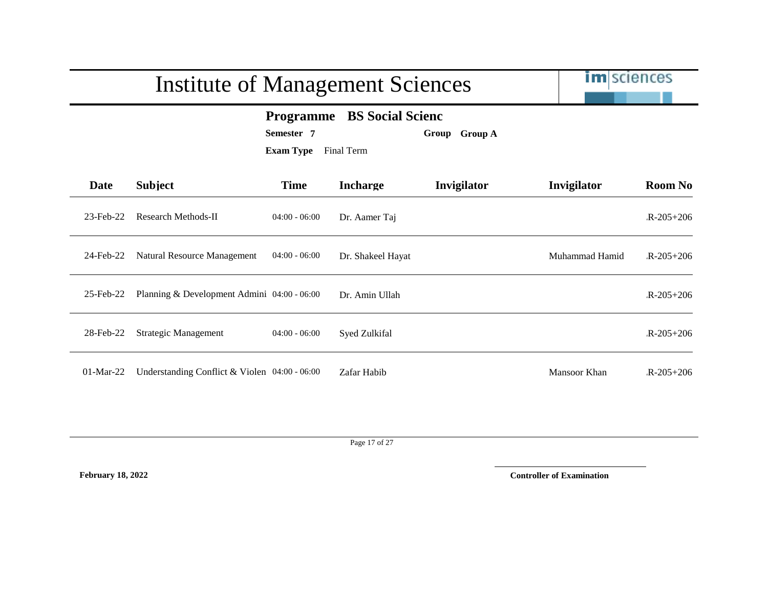# Institute of Management Sciences

**Programme** **BS Social Scienc**

**Semester 7** **Group** **Group A**

**Exam Type** Final Term

| Date | Subject | Time | Incharge | Invigilator | Invigilator | Room No |
|---|---|---|---|---|---|---|
| 23-Feb-22 | Research Methods-II | 04:00 - 06:00 | Dr. Aamer Taj | | | .R-205+206 |
| 24-Feb-22 | Natural Resource Management | 04:00 - 06:00 | Dr. Shakeel Hayat | | Muhammad Hamid | .R-205+206 |
| 25-Feb-22 | Planning & Development Admini | 04:00 - 06:00 | Dr. Amin Ullah | | | .R-205+206 |
| 28-Feb-22 | Strategic Management | 04:00 - 06:00 | Syed Zulkifal | | | .R-205+206 |
| 01-Mar-22 | Understanding Conflict & Violen | 04:00 - 06:00 | Zafar Habib | | Mansoor Khan | .R-205+206 |

**February 18, 2022**

**Controller of Examination**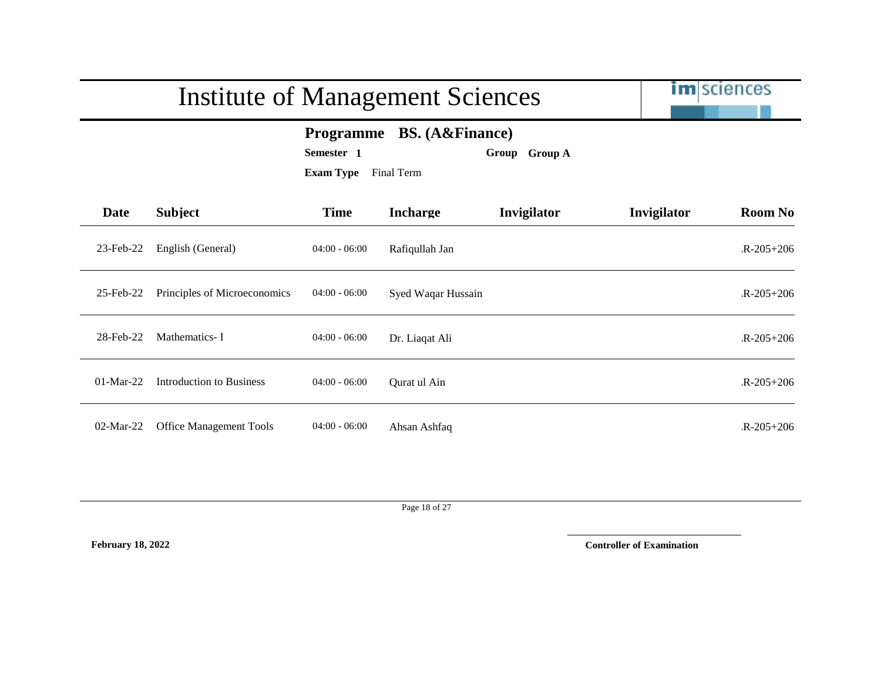# Institute of Management Sciences

**Programme** **BS. (A&Finance)**

**Semester** **1** **Group** **Group A**

**Exam Type** Final Term

| Date | Subject | Time | Incharge | Invigilator | Invigilator | Room No |
|---|---|---|---|---|---|---|
| 23-Feb-22 | English (General) | 04:00 - 06:00 | Rafiqullah Jan | | | .R-205+206 |
| 25-Feb-22 | Principles of Microeconomics | 04:00 - 06:00 | Syed Waqar Hussain | | | .R-205+206 |
| 28-Feb-22 | Mathematics- I | 04:00 - 06:00 | Dr. Liaqat Ali | | | .R-205+206 |
| 01-Mar-22 | Introduction to Business | 04:00 - 06:00 | Qurat ul Ain | | | .R-205+206 |
| 02-Mar-22 | Office Management Tools | 04:00 - 06:00 | Ahsan Ashfaq | | | .R-205+206 |

**February 18, 2022**

**Controller of Examination**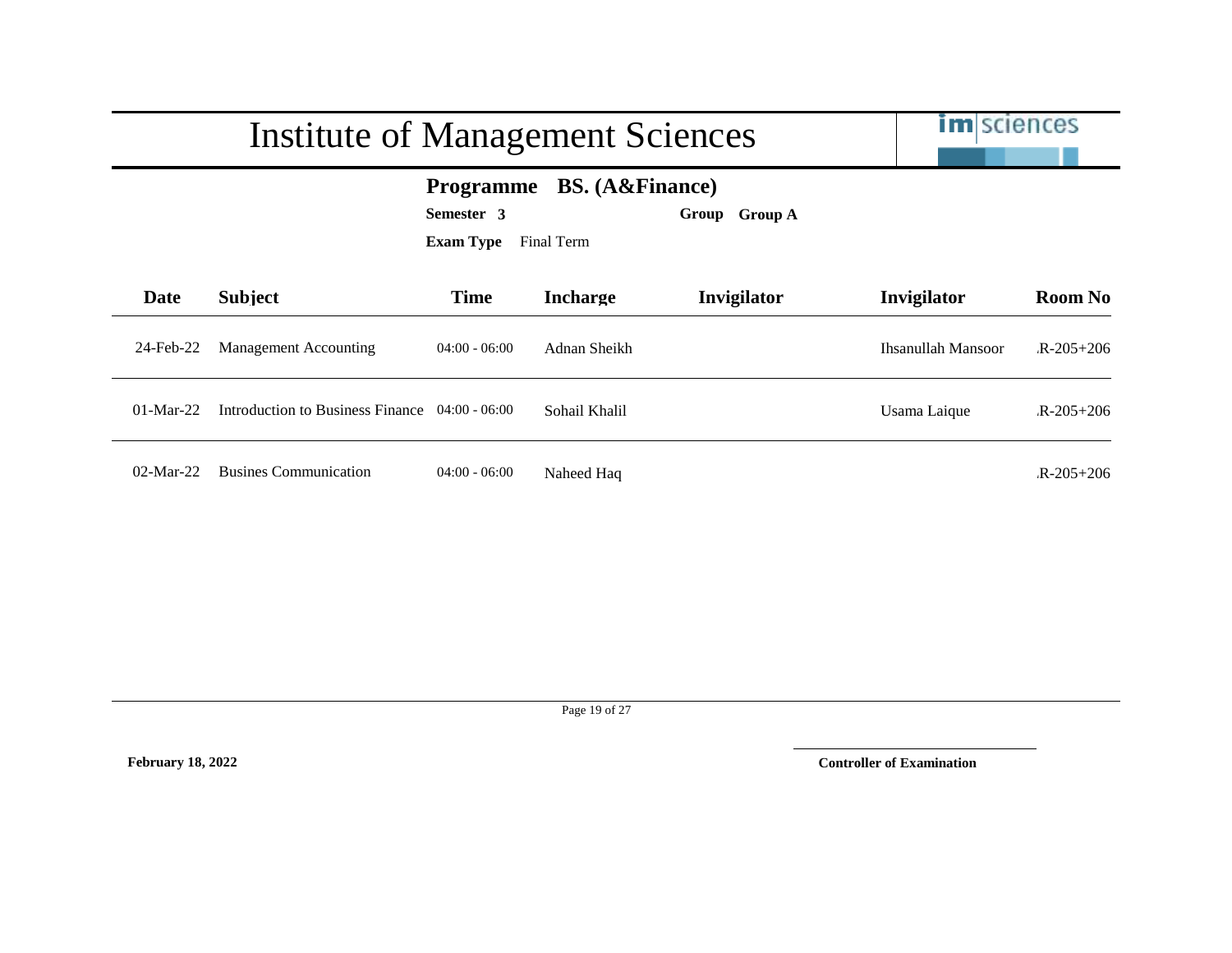# Institute of Management Sciences

**Programme BS. (A&Finance)**

**Semester 3** **Group Group A**

**Exam Type** Final Term

| Date | Subject | Time | Incharge | Invigilator | Invigilator | Room No |
|---|---|---|---|---|---|---|
| 24-Feb-22 | Management Accounting | 04:00 - 06:00 | Adnan Sheikh | | Ihsanullah Mansoor | .R-205+206 |
| 01-Mar-22 | Introduction to Business Finance | 04:00 - 06:00 | Sohail Khalil | | Usama Laique | .R-205+206 |
| 02-Mar-22 | Busines Communication | 04:00 - 06:00 | Naheed Haq | | | .R-205+206 |

**February 18, 2022**

**Controller of Examination**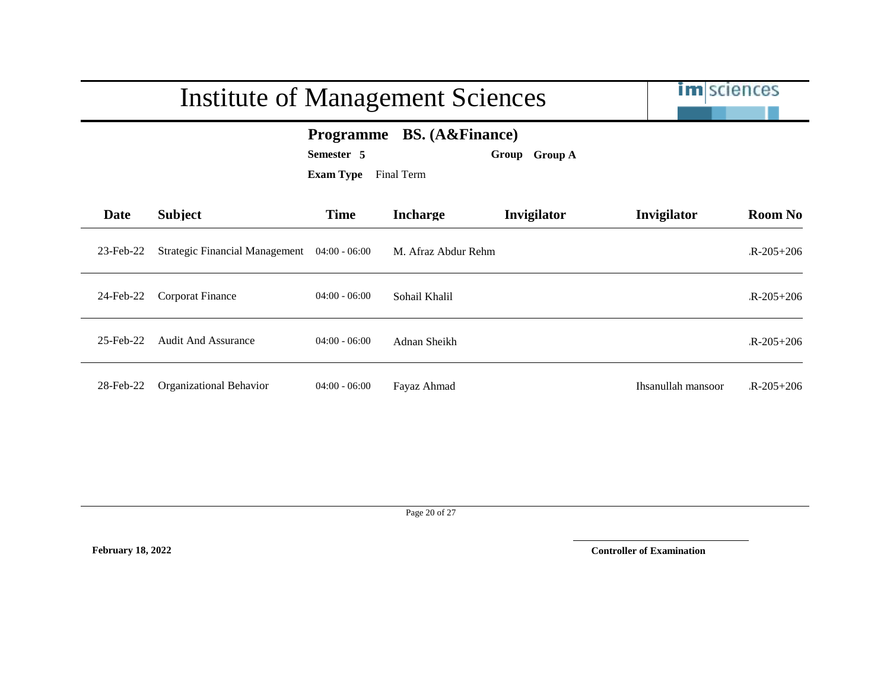# Institute of Management Sciences

**Programme BS. (A&Finance)**

**Semester 5** **Group Group A**

**Exam Type** Final Term

| Date | Subject | Time | Incharge | Invigilator | Invigilator | Room No |
|---|---|---|---|---|---|---|
| 23-Feb-22 | Strategic Financial Management | 04:00 - 06:00 | M. Afraz Abdur Rehm | | | .R-205+206 |
| 24-Feb-22 | Corporat Finance | 04:00 - 06:00 | Sohail Khalil | | | .R-205+206 |
| 25-Feb-22 | Audit And Assurance | 04:00 - 06:00 | Adnan Sheikh | | | .R-205+206 |
| 28-Feb-22 | Organizational Behavior | 04:00 - 06:00 | Fayaz Ahmad | | Ihsanullah mansoor | .R-205+206 |

**February 18, 2022**

**Controller of Examination**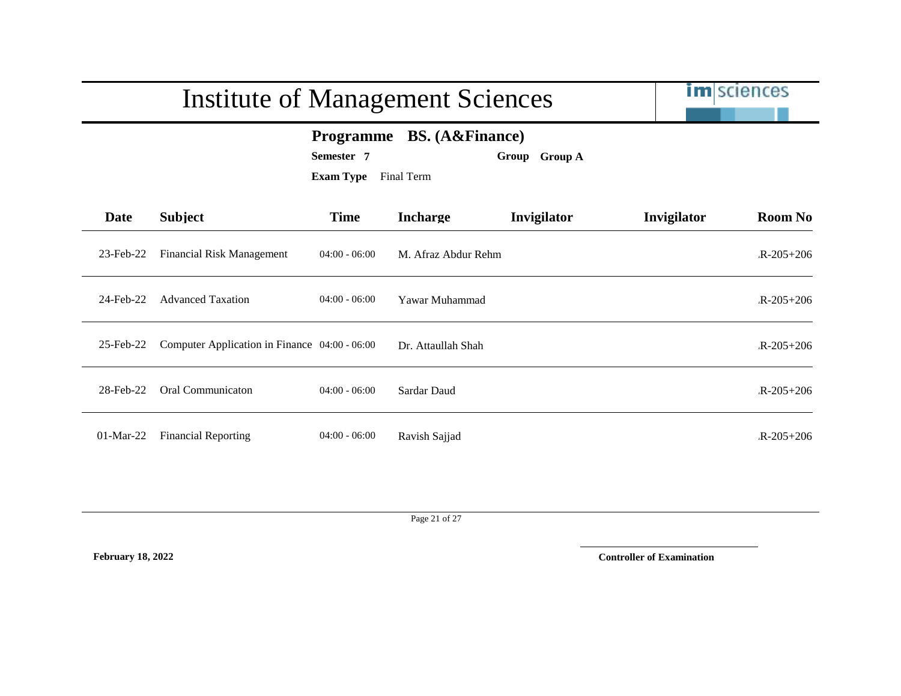# Institute of Management Sciences

**Programme** **BS. (A&Finance)**

**Semester** **7** **Group** **Group A**

**Exam Type** Final Term

| Date | Subject | Time | Incharge | Invigilator | Invigilator | Room No |
|---|---|---|---|---|---|---|
| 23-Feb-22 | Financial Risk Management | 04:00 - 06:00 | M. Afraz Abdur Rehm | | | .R-205+206 |
| 24-Feb-22 | Advanced Taxation | 04:00 - 06:00 | Yawar Muhammad | | | .R-205+206 |
| 25-Feb-22 | Computer Application in Finance | 04:00 - 06:00 | Dr. Attaullah Shah | | | .R-205+206 |
| 28-Feb-22 | Oral Communicaton | 04:00 - 06:00 | Sardar Daud | | | .R-205+206 |
| 01-Mar-22 | Financial Reporting | 04:00 - 06:00 | Ravish Sajjad | | | .R-205+206 |

**February 18, 2022**

**Controller of Examination**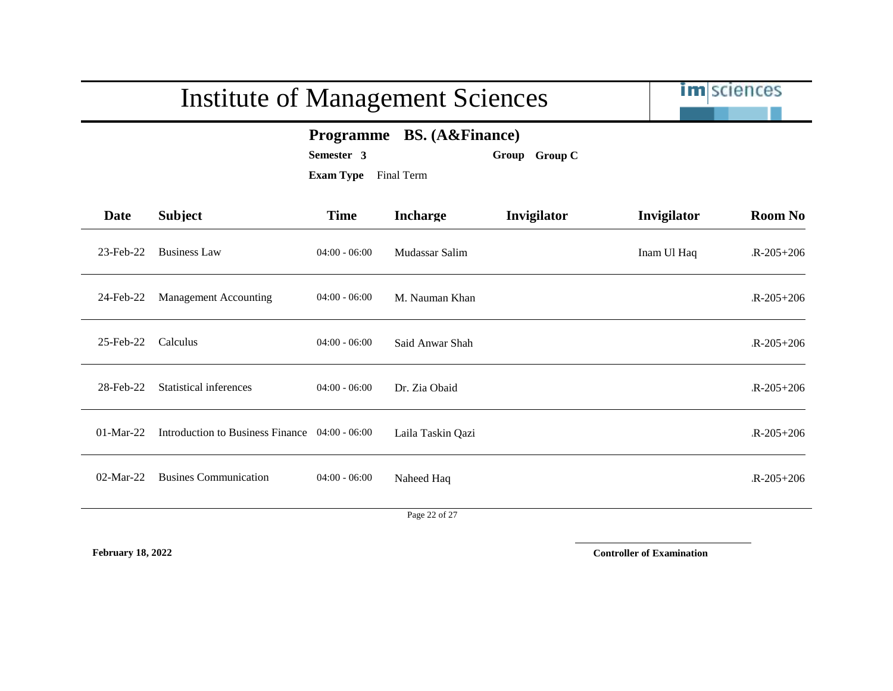# Institute of Management Sciences

**Programme BS. (A&Finance)**

**Semester 3** **Group Group C**

**Exam Type** Final Term

| Date | Subject | Time | Incharge | Invigilator | Invigilator | Room No |
|---|---|---|---|---|---|---|
| 23-Feb-22 | Business Law | 04:00 - 06:00 | Mudassar Salim | | Inam Ul Haq | .R-205+206 |
| 24-Feb-22 | Management Accounting | 04:00 - 06:00 | M. Nauman Khan | | | .R-205+206 |
| 25-Feb-22 | Calculus | 04:00 - 06:00 | Said Anwar Shah | | | .R-205+206 |
| 28-Feb-22 | Statistical inferences | 04:00 - 06:00 | Dr. Zia Obaid | | | .R-205+206 |
| 01-Mar-22 | Introduction to Business Finance | 04:00 - 06:00 | Laila Taskin Qazi | | | .R-205+206 |
| 02-Mar-22 | Busines Communication | 04:00 - 06:00 | Naheed Haq | | | .R-205+206 |

**February 18, 2022**

**Controller of Examination**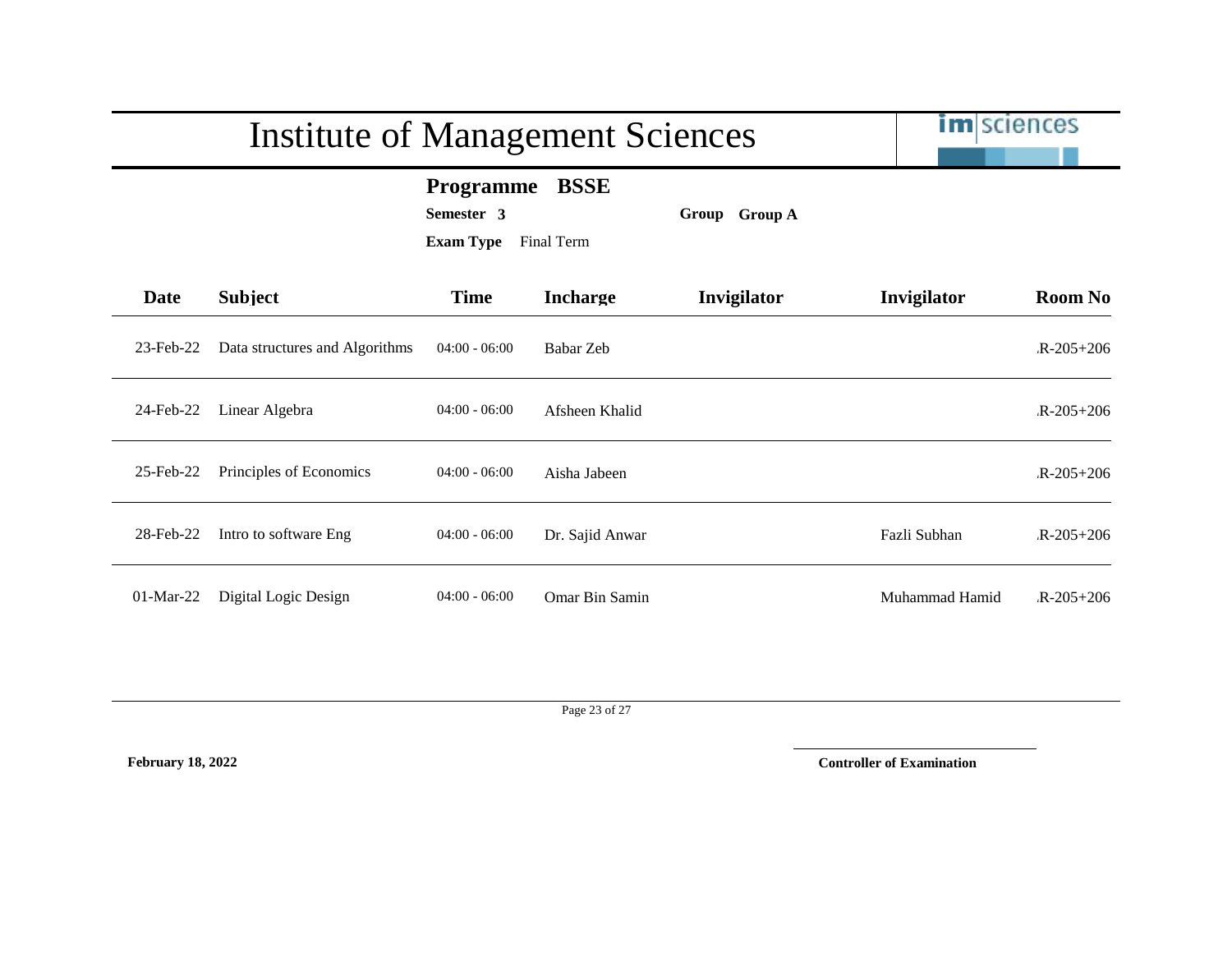# Institute of Management Sciences

**Programme** **BSSE**

**Semester** **3** **Group** **Group A**

**Exam Type** Final Term

| Date | Subject | Time | Incharge | Invigilator | Invigilator | Room No |
|---|---|---|---|---|---|---|
| 23-Feb-22 | Data structures and Algorithms | 04:00 - 06:00 | Babar Zeb | | | .R-205+206 |
| 24-Feb-22 | Linear Algebra | 04:00 - 06:00 | Afsheen Khalid | | | .R-205+206 |
| 25-Feb-22 | Principles of Economics | 04:00 - 06:00 | Aisha Jabeen | | | .R-205+206 |
| 28-Feb-22 | Intro to software Eng | 04:00 - 06:00 | Dr. Sajid Anwar | | Fazli Subhan | .R-205+206 |
| 01-Mar-22 | Digital Logic Design | 04:00 - 06:00 | Omar Bin Samin | | Muhammad Hamid | .R-205+206 |

**February 18, 2022**

**Controller of Examination**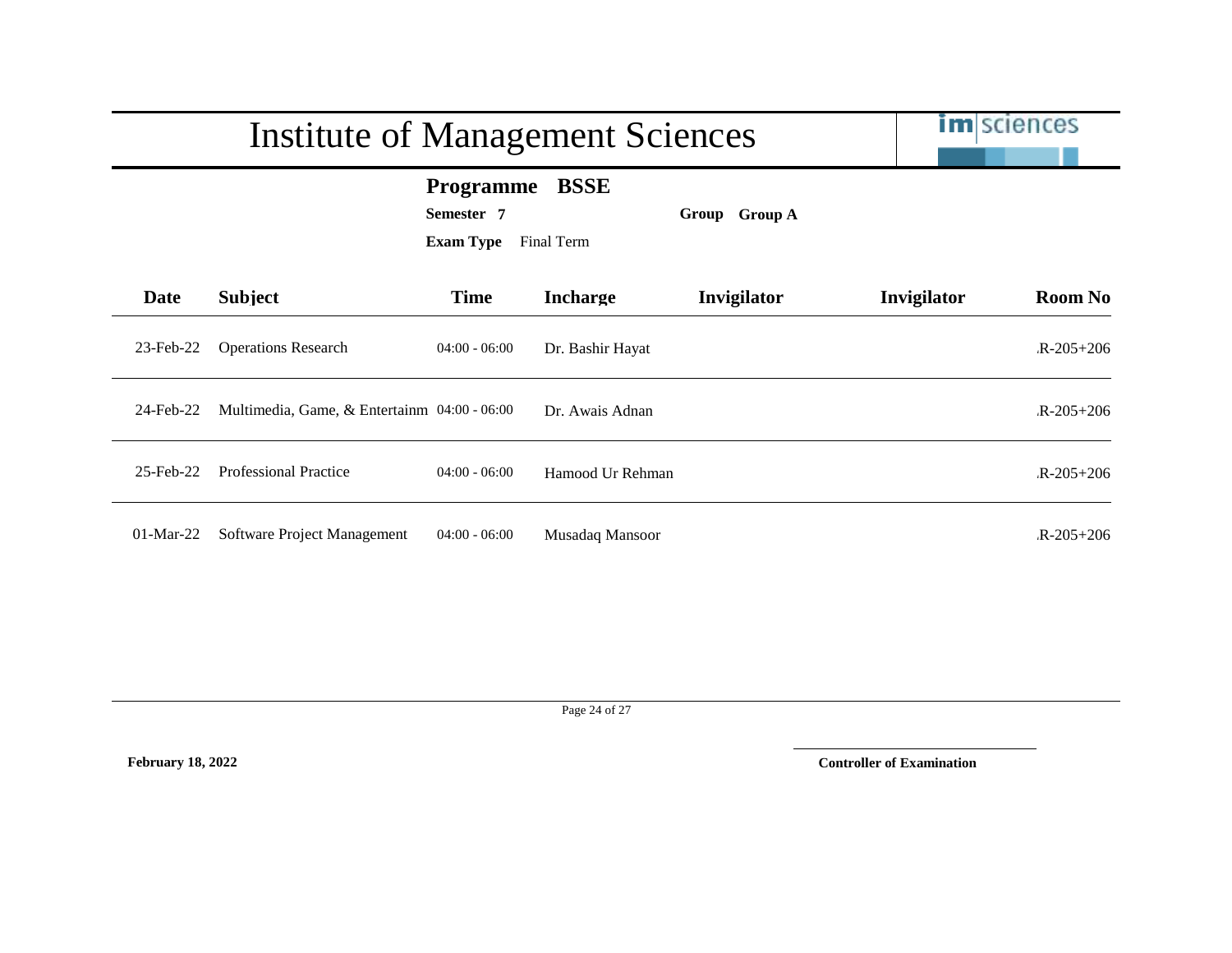# Institute of Management Sciences

**Programme** **BSSE**

**Semester** **7** **Group** **Group A**

**Exam Type** Final Term

| Date | Subject | Time | Incharge | Invigilator | Invigilator | Room No |
|---|---|---|---|---|---|---|
| 23-Feb-22 | Operations Research | 04:00 - 06:00 | Dr. Bashir Hayat | | | .R-205+206 |
| 24-Feb-22 | Multimedia, Game, & Entertainm | 04:00 - 06:00 | Dr. Awais Adnan | | | .R-205+206 |
| 25-Feb-22 | Professional Practice | 04:00 - 06:00 | Hamood Ur Rehman | | | .R-205+206 |
| 01-Mar-22 | Software Project Management | 04:00 - 06:00 | Musadaq Mansoor | | | .R-205+206 |

**February 18, 2022**

**Controller of Examination**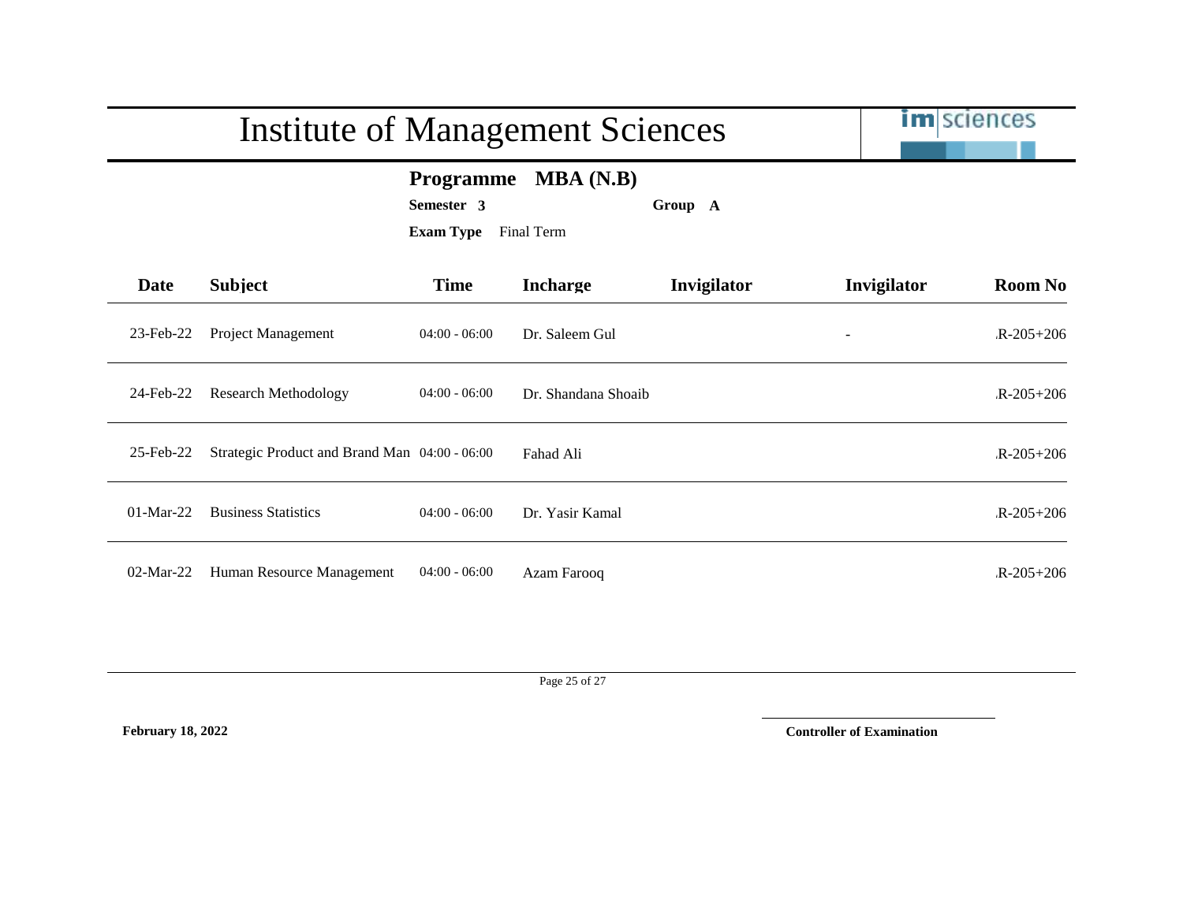# Institute of Management Sciences

**Programme** **MBA (N.B)**

**Semester** **3** **Group** **A**

**Exam Type** Final Term

| Date | Subject | Time | Incharge | Invigilator | Invigilator | Room No |
|---|---|---|---|---|---|---|
| 23-Feb-22 | Project Management | 04:00 - 06:00 | Dr. Saleem Gul | | - | .R-205+206 |
| 24-Feb-22 | Research Methodology | 04:00 - 06:00 | Dr. Shandana Shoaib | | | .R-205+206 |
| 25-Feb-22 | Strategic Product and Brand Man | 04:00 - 06:00 | Fahad Ali | | | .R-205+206 |
| 01-Mar-22 | Business Statistics | 04:00 - 06:00 | Dr. Yasir Kamal | | | .R-205+206 |
| 02-Mar-22 | Human Resource Management | 04:00 - 06:00 | Azam Farooq | | | .R-205+206 |

**February 18, 2022**

**Controller of Examination**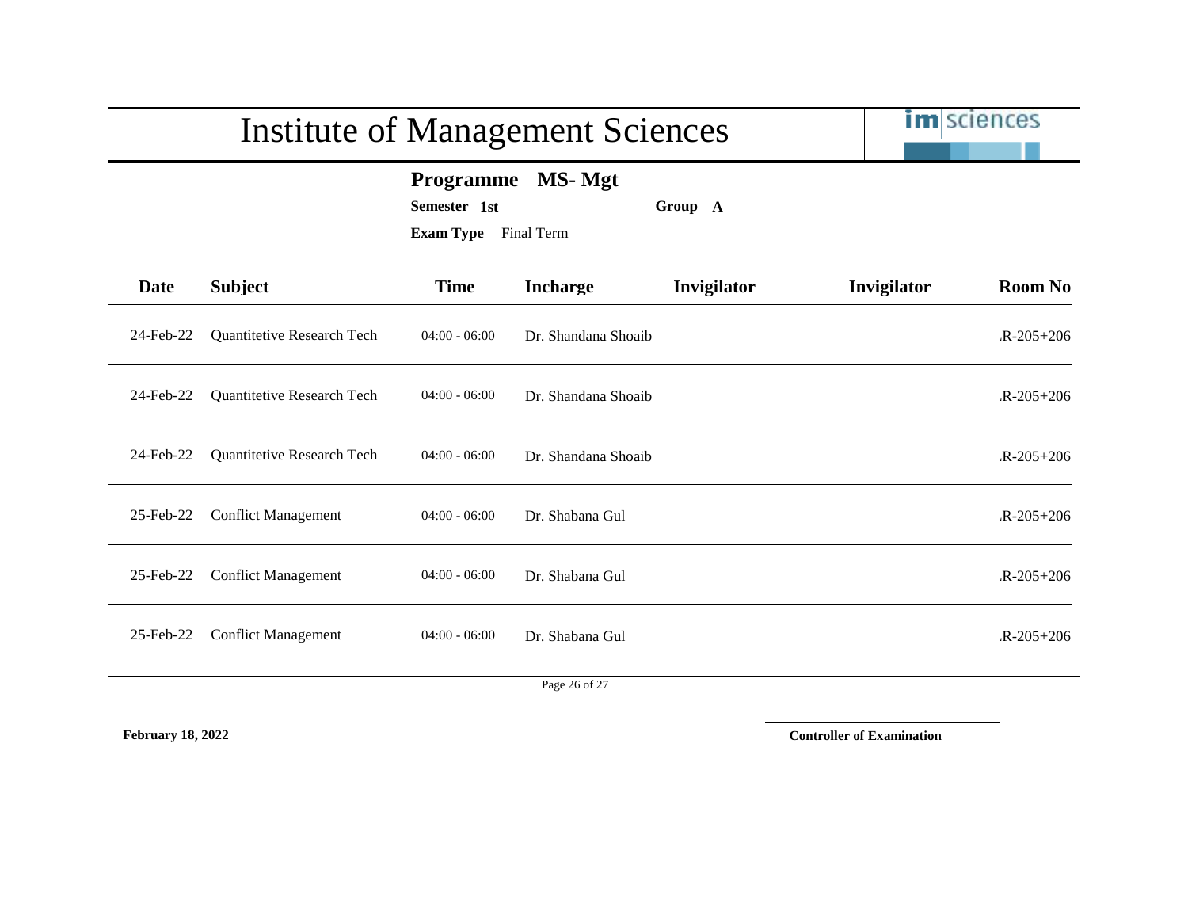# Institute of Management Sciences

**Programme MS- Mgt**

**Semester 1st** **Group A**

**Exam Type** Final Term

| Date | Subject | Time | Incharge | Invigilator | Invigilator | Room No |
|---|---|---|---|---|---|---|
| 24-Feb-22 | Quantitetive Research Tech | 04:00 - 06:00 | Dr. Shandana Shoaib | | | .R-205+206 |
| 24-Feb-22 | Quantitetive Research Tech | 04:00 - 06:00 | Dr. Shandana Shoaib | | | .R-205+206 |
| 24-Feb-22 | Quantitetive Research Tech | 04:00 - 06:00 | Dr. Shandana Shoaib | | | .R-205+206 |
| 25-Feb-22 | Conflict Management | 04:00 - 06:00 | Dr. Shabana Gul | | | .R-205+206 |
| 25-Feb-22 | Conflict Management | 04:00 - 06:00 | Dr. Shabana Gul | | | .R-205+206 |
| 25-Feb-22 | Conflict Management | 04:00 - 06:00 | Dr. Shabana Gul | | | .R-205+206 |

**February 18, 2022**

**Controller of Examination**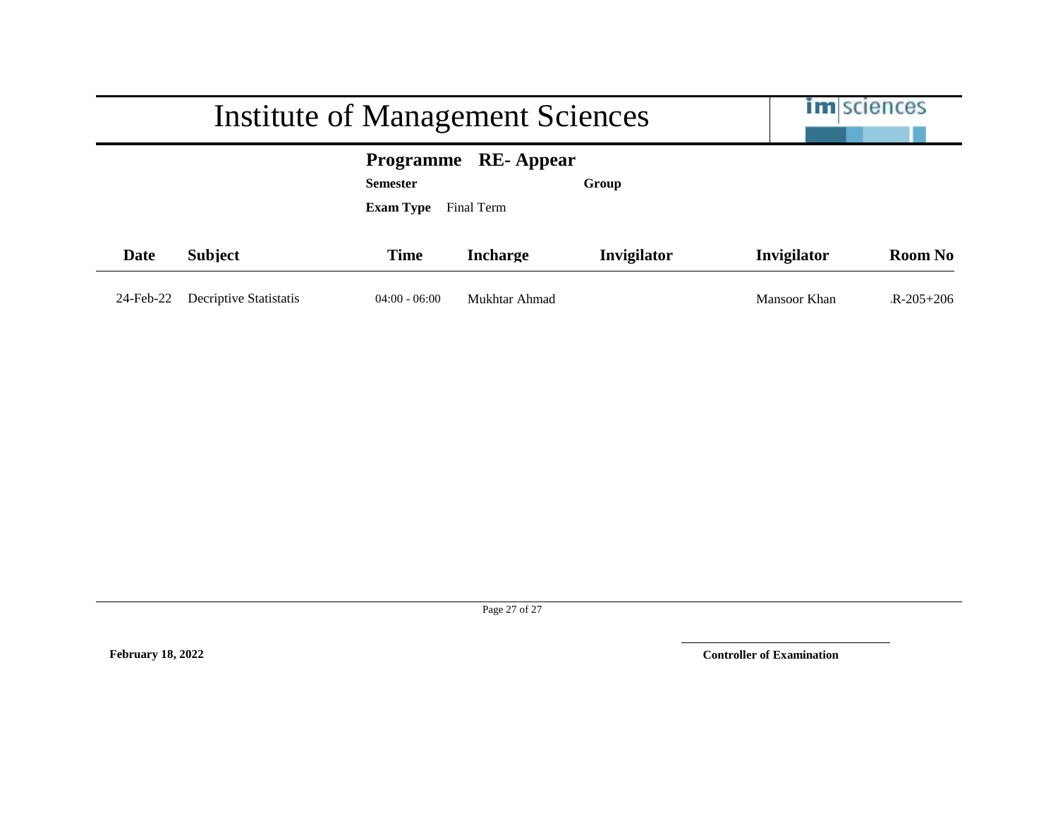# Institute of Management Sciences

im|sciences

## Programme RE- Appear

**Semester** **Group**

**Exam Type** Final Term

| Date | Subject | Time | Incharge | Invigilator | Invigilator | Room No |
|---|---|---|---|---|---|---|
| 24-Feb-22 | Decriptive Statistatis | 04:00 - 06:00 | Mukhtar Ahmad | | Mansoor Khan | .R-205+206 |

**February 18, 2022**

**Controller of Examination**